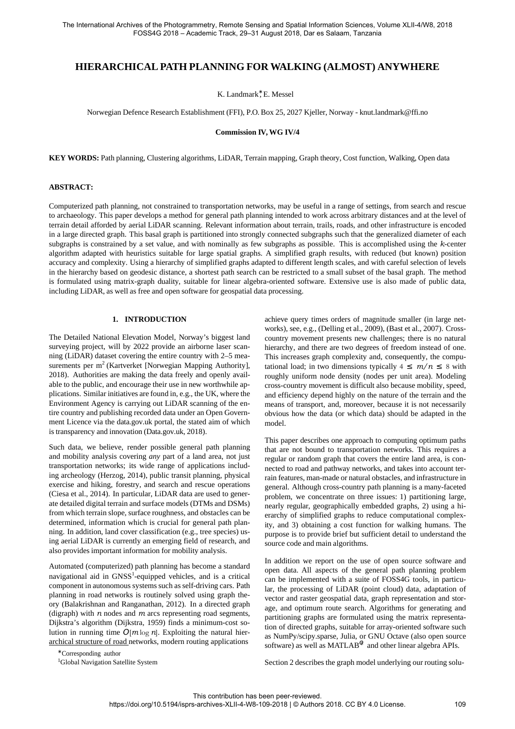# HIERARCHICAL PATH PLANNING FOR WALKING (ALMOST) ANYWHERE

K. Landmark*, E. Messel

Norwegian Defence Research Establishment (FFI), P.O. Box 25, 2027 Kjeller, Norway - knut.landmark@ffi.no

**Commission IV, WG IV/4**

**KEY WORDS:** Path planning, Clustering algorithms, LiDAR, Terrain mapping, Graph theory, Cost function, Walking, Open data

**ABSTRACT:**

Computerized path planning, not constrained to transportation networks, may be useful in a range of settings, from search and rescue to archaeology. This paper develops a method for general path planning intended to work across arbitrary distances and at the level of terrain detail afforded by aerial LiDAR scanning. Relevant information about terrain, trails, roads, and other infrastructure is encoded in a large directed graph. This basal graph is partitioned into strongly connected subgraphs such that the generalized diameter of each subgraphs is constrained by a set value, and with nominally as few subgraphs as possible. This is accomplished using the *k*-center algorithm adapted with heuristics suitable for large spatial graphs. A simplified graph results, with reduced (but known) position accuracy and complexity. Using a hierarchy of simplified graphs adapted to different length scales, and with careful selection of levels in the hierarchy based on geodesic distance, a shortest path search can be restricted to a small subset of the basal graph. The method is formulated using matrix-graph duality, suitable for linear algebra-oriented software. Extensive use is also made of public data, including LiDAR, as well as free and open software for geospatial data processing.

## 1. INTRODUCTION

The Detailed National Elevation Model, Norway's biggest land surveying project, will by 2022 provide an airborne laser scanning (LiDAR) dataset covering the entire country with 2–5 measurements per m$^2$ (Kartverket [Norwegian Mapping Authority], 2018). Authorities are making the data freely and openly available to the public, and encourage their use in new worthwhile applications. Similar initiatives are found in, e.g., the UK, where the Environment Agency is carrying out LiDAR scanning of the entire country and publishing recorded data under an Open Government Licence via the data.gov.uk portal, the stated aim of which is transparency and innovation (Data.gov.uk, 2018).

Such data, we believe, render possible general path planning and mobility analysis covering *any* part of a land area, not just transportation networks; its wide range of applications including archeology (Herzog, 2014), public transit planning, physical exercise and hiking, forestry, and search and rescue operations (Ciesa et al., 2014). In particular, LiDAR data are used to generate detailed digital terrain and surface models (DTMs and DSMs) from which terrain slope, surface roughness, and obstacles can be determined, information which is crucial for general path planning. In addition, land cover classification (e.g., tree species) using aerial LiDAR is currently an emerging field of research, and also provides important information for mobility analysis.

Automated (computerized) path planning has become a standard navigational aid in GNSS[1]-equipped vehicles, and is a critical component in autonomous systems such as self-driving cars. Path planning in road networks is routinely solved using graph theory (Balakrishnan and Ranganathan, 2012). In a directed graph (digraph) with $n$ nodes and $m$ arcs representing road segments, Dijkstra's algorithm (Dijkstra, 1959) finds a minimum-cost solution in running time $O[m \log n]$. Exploiting the natural hierarchical structure of road networks, modern routing applications achieve query times orders of magnitude smaller (in large networks), see, e.g., (Delling et al., 2009), (Bast et al., 2007). Cross-country movement presents new challenges; there is no natural hierarchy, and there are two degrees of freedom instead of one. This increases graph complexity and, consequently, the computational load; in two dimensions typically $4 \le m/n \le 8$ with roughly uniform node density (nodes per unit area). Modeling cross-country movement is difficult also because mobility, speed, and efficiency depend highly on the nature of the terrain and the means of transport, and, moreover, because it is not necessarily obvious how the data (or which data) should be adapted in the model.

This paper describes one approach to computing optimum paths that are not bound to transportation networks. This requires a regular or random graph that covers the entire land area, is connected to road and pathway networks, and takes into account terrain features, man-made or natural obstacles, and infrastructure in general. Although cross-country path planning is a many-faceted problem, we concentrate on three issues: 1) partitioning large, nearly regular, geographically embedded graphs, 2) using a hierarchy of simplified graphs to reduce computational complexity, and 3) obtaining a cost function for walking humans. The purpose is to provide brief but sufficient detail to understand the source code and main algorithms.

In addition we report on the use of open source software and open data. All aspects of the general path planning problem can be implemented with a suite of FOSS4G tools, in particular, the processing of LiDAR (point cloud) data, adaptation of vector and raster geospatial data, graph representation and storage, and optimum route search. Algorithms for generating and partitioning graphs are formulated using the matrix representation of directed graphs, suitable for array-oriented software such as NumPy/scipy.sparse, Julia, or GNU Octave (also open source software) as well as MATLAB® and other linear algebra APIs.

Section 2 describes the graph model underlying our routing solu-

*Corresponding author

[1]Global Navigation Satellite System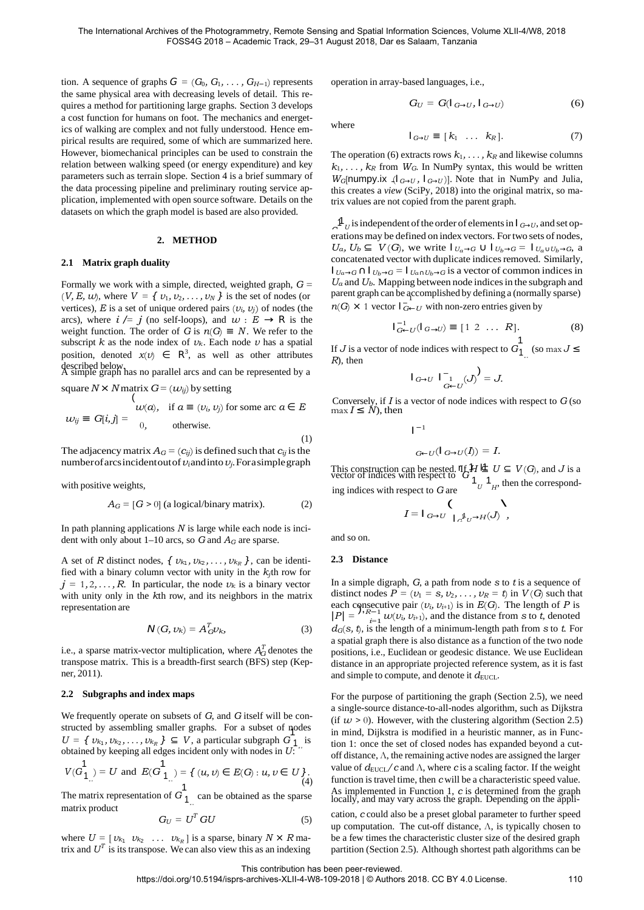tion. A sequence of graphs $G = (G_0, G_1, \ldots, G_{H-1})$ represents the same physical area with decreasing levels of detail. This requires a method for partitioning large graphs. Section 3 develops a cost function for humans on foot. The mechanics and energetics of walking are complex and not fully understood. Hence empirical results are required, some of which are summarized here. However, biomechanical principles can be used to constrain the relation between walking speed (or energy expenditure) and key parameters such as terrain slope. Section 4 is a brief summary of the data processing pipeline and preliminary routing service application, implemented with open source software. Details on the datasets on which the graph model is based are also provided.

## 2. METHOD

### 2.1 Matrix graph duality

Formally we work with a simple, directed, weighted graph, $G = (V, E, w)$, where $V = \{v_1, v_2, \ldots, v_N\}$ is the set of nodes (or vertices), $E$ is a set of unique ordered pairs $(v_i, v_j)$ of nodes (the arcs), where $i \neq j$ (no self-loops), and $w : E \to \mathbb{R}$ is the weight function. The order of $G$ is $n(G) \equiv N$. We refer to the subscript $k$ as the node index of $v_k$. Each node $v$ has a spatial position, denoted $x(v) \in \mathbb{R}^3$, as well as other attributes described below.

A simple graph has no parallel arcs and can be represented by a square $N \times N$ matrix $G = (w_{ij})$ by setting

$$w_{ij} \equiv G[i, j] = \begin{cases} w(a), & \text{if } a \equiv (v_i, v_j) \text{ for some arc } a \in E \\ 0, & \text{otherwise.} \end{cases} \tag{1}$$

The adjacency matrix $A_G = (c_{ij})$ is defined such that $c_{ij}$ is the number of arcs incident out of $v_i$ and into $v_j$. For a simple graph with positive weights,

$$A_G = [G > 0] \text{ (a logical/binary matrix).} \tag{2}$$

In path planning applications $N$ is large while each node is incident with only about 1–10 arcs, so $G$ and $A_G$ are sparse.

A set of $R$ distinct nodes, $\{v_{k_1}, v_{k_2}, \ldots, v_{k_R}\}$, can be identified with a binary column vector with unity in the $k_j$th row for $j = 1, 2, \ldots, R$. In particular, the node $v_k$ is a binary vector with unity only in the $k$th row, and its neighbors in the matrix representation are

$$\mathcal{N}(G, v_k) = A_G^T v_k, \tag{3}$$

i.e., a sparse matrix-vector multiplication, where $A_G^T$ denotes the transpose matrix. This is a breadth-first search (BFS) step (Kepner, 2011).

### 2.2 Subgraphs and index maps

We frequently operate on subsets of $G$, and $G$ itself will be constructed by assembling smaller graphs. For a subset of nodes $U = \{v_{k_1}, v_{k_2}, \ldots, v_{k_R}\} \subseteq V$, a particular subgraph $G\!\upharpoonright_U$ is obtained by keeping all edges incident only with nodes in $U$:

$$V(G\!\upharpoonright_U) = U \text{ and } E(G\!\upharpoonright_U) = \{(u, v) \in E(G) : u, v \in U\}. \tag{4}$$

The matrix representation of $G\!\upharpoonright_U$ can be obtained as the sparse matrix product

$$G_U = U^T G U \tag{5}$$

where $U = [v_{k_1} \; v_{k_2} \; \ldots \; v_{k_R}]$ is a sparse, binary $N \times R$ matrix and $U^T$ is its transpose. We can also view this as an indexing operation in array-based languages, i.e.,

$$G_U = G(\mathsf{I}_{G \to U}, \mathsf{I}_{G \to U}) \tag{6}$$

where

$$\mathsf{I}_{G \to U} \equiv [k_1 \; \ldots \; k_R]. \tag{7}$$

The operation (6) extracts rows $k_1, \ldots, k_R$ and likewise columns $k_1, \ldots, k_R$ from $W_G$. In NumPy syntax, this would be written $W_G$[numpy.ix_($\mathsf{I}_{G \to U}$, $\mathsf{I}_{G \to U}$)]. Note that in NumPy and Julia, this creates a *view* (SciPy, 2018) into the original matrix, so matrix values are not copied from the parent graph.

$G\!\upharpoonright_U$ is independent of the order of elements in $\mathsf{I}_{G \to U}$, and set operations may be defined on index vectors. For two sets of nodes, $U_a, U_b \subseteq V(G)$, we write $\mathsf{I}_{U_a \to G} \cup \mathsf{I}_{U_b \to G} = \mathsf{I}_{U_a \cup U_b \to G}$, a concatenated vector with duplicate indices removed. Similarly, $\mathsf{I}_{U_a \to G} \cap \mathsf{I}_{U_b \to G} = \mathsf{I}_{U_a \cap U_b \to G}$ is a vector of common indices in $U_a$ and $U_b$. Mapping between node indices in the subgraph and parent graph can be accomplished by defining a (normally sparse) $n(G) \times 1$ vector $\mathsf{I}^{-1}_{G \leftarrow U}$ with non-zero entries given by

$$\mathsf{I}^{-1}_{G \leftarrow U}(\mathsf{I}_{G \to U}) \equiv [1 \; 2 \; \ldots \; R]. \tag{8}$$

If $J$ is a vector of node indices with respect to $G\!\upharpoonright_U$ (so $\max J \leq R$), then

$$\mathsf{I}_{G \to U}\left(\mathsf{I}^{-1}_{G \leftarrow U}(J)\right) = J.$$

Conversely, if $I$ is a vector of node indices with respect to $G$ (so $\max I \leq N$), then

$$\mathsf{I}^{-1}_{G \leftarrow U}(\mathsf{I}_{G \to U}(I)) = I.$$

This construction can be nested. If $H \subseteq U \subseteq V(G)$, and $J$ is a vector of indices with respect to $G\!\upharpoonright_U\!\upharpoonright_H$, then the corresponding indices with respect to $G$ are

$$I = \mathsf{I}_{G \to U}\left(\mathsf{I}_{G\upharpoonright_U \to H}(J)\right),$$

and so on.

### 2.3 Distance

In a simple digraph, $G$, a path from node $s$ to $t$ is a sequence of distinct nodes $P = (v_1 = s, v_2, \ldots, v_R = t)$ in $V(G)$ such that each consecutive pair $(v_i, v_{i+1})$ is in $E(G)$. The length of $P$ is $|P| = \sum_{i=1}^{R-1} w(v_i, v_{i+1})$, and the distance from $s$ to $t$, denoted $d_G(s, t)$, is the length of a minimum-length path from $s$ to $t$. For a spatial graph there is also distance as a function of the two node positions, i.e., Euclidean or geodesic distance. We use Euclidean distance in an appropriate projected reference system, as it is fast and simple to compute, and denote it $d_{\text{EUCL}}$.

For the purpose of partitioning the graph (Section 2.5), we need a single-source distance-to-all-nodes algorithm, such as Dijkstra (if $w > 0$). However, with the clustering algorithm (Section 2.5) in mind, Dijkstra is modified in a heuristic manner, as in Function 1: once the set of closed nodes has expanded beyond a cut-off distance, $\Lambda$, the remaining active nodes are assigned the larger value of $d_{\text{EUCL}}/c$ and $\Lambda$, where $c$ is a scaling factor. If the weight function is travel time, then $c$ will be a characteristic speed value. As implemented in Function 1, $c$ is determined from the graph locally, and may vary across the graph. Depending on the application, $c$ could also be a preset global parameter to further speed up computation. The cut-off distance, $\Lambda$, is typically chosen to be a few times the characteristic cluster size of the desired graph partition (Section 2.5). Although shortest path algorithms can be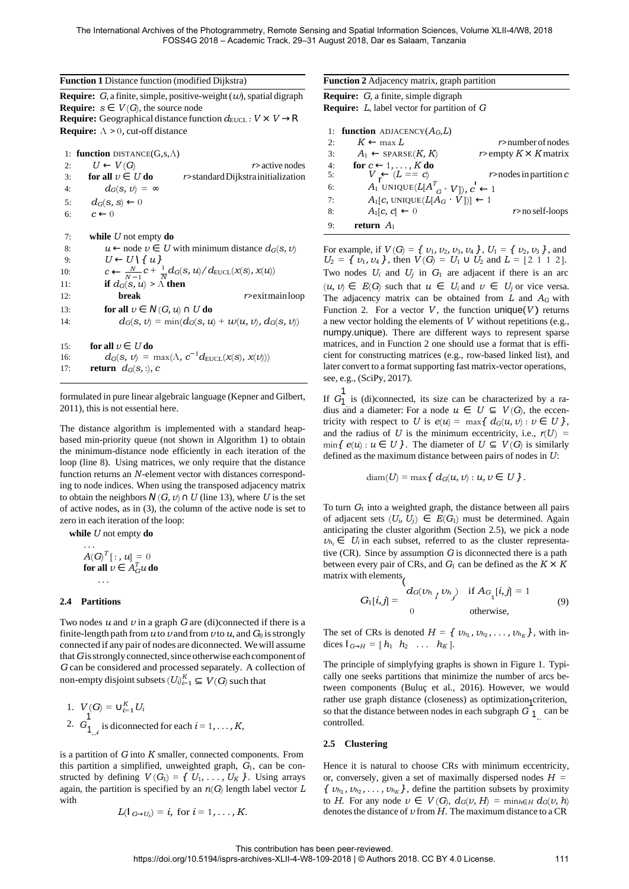**Function 1** Distance function (modified Dijkstra)

**Require:** $G$, a finite, simple, positive-weight ($w$), spatial digraph
**Require:** $s \in V(G)$, the source node
**Require:** Geographical distance function $d_{\mathrm{EUCL}} : V \times V \to \mathbb{R}$
**Require:** $\Lambda > 0$, cut-off distance

```
 1: function DISTANCE(G,s,Λ)
 2:     U ← V(G)                                  ▷ active nodes
 3:     for all v ∈ U do               ▷ standard Dijkstra initialization
 4:         d_G(s, v) = ∞
 5:     d_G(s, s) ← 0
 6:     c ← 0

 7:     while U not empty do
 8:         u ← node v ∈ U with minimum distance d_G(s, v)
 9:         U ← U \ {u}
10:         c ← (N/(N−1)) c + (1/N) d_G(s, u)/d_EUCL(x(s), x(u))
11:         if d_G(s, u) > Λ then
12:             break                                ▷ exit main loop
13:         for all v ∈ N(G, u) ∩ U do
14:             d_G(s, v) = min(d_G(s, u) + w(u, v), d_G(s, v))

15:     for all v ∈ U do
16:         d_G(s, v) = max(Λ, c^{−1} d_EUCL(x(s), x(v)))
17:     return d_G(s, :), c
```

**Function 2** Adjacency matrix, graph partition

**Require:** $G$, a finite, simple digraph
**Require:** $L$, label vector for partition of $G$

```
 1: function ADJACENCY(A_G, L)
 2:     K ← max L                               ▷ number of nodes
 3:     A_1 ← SPARSE(K, K)                      ▷ empty K × K matrix
 4:     for c ← 1, ..., K do
 5:         V ← (L == c)                        ▷ nodes in partition c
 6:         A_1[UNIQUE(L[A_G^T · V]), c] ← 1
 7:         A_1[c, UNIQUE(L[A_G · V])] ← 1
 8:         A_1[c, c] ← 0                        ▷ no self-loops
 9:     return A_1
```

formulated in pure linear algebraic language (Kepner and Gilbert, 2011), this is not essential here.

The distance algorithm is implemented with a standard heap-based min-priority queue (not shown in Algorithm 1) to obtain the minimum-distance node efficiently in each iteration of the loop (line 8). Using matrices, we only require that the distance function returns an $N$-element vector with distances corresponding to node indices. When using the transposed adjacency matrix to obtain the neighbors $N(G, v) \cap U$ (line 13), where $U$ is the set of active nodes, as in (3), the column of the active node is set to zero in each iteration of the loop:

```
while U not empty do
    ...
    A(G)^T[:, u] = 0
    for all v ∈ A_G^T u do
        ...
```

### 2.4 Partitions

Two nodes $u$ and $v$ in a graph $G$ are (di)connected if there is a finite-length path from $u$ to $v$ and from $v$ to $u$, and $G_0$ is strongly connected if any pair of nodes are diconnected. We will assume that $G$ is strongly connected, since otherwise each component of $G$ can be considered and processed separately. A collection of non-empty disjoint subsets $(U_i)_{i=1}^{K} \subseteq V(G)$ such that

1. $V(G) = \cup_{i=1}^{K} U_i$
2. $G_{1,i}$ is diconnected for each $i = 1, \ldots, K$,

is a partition of $G$ into $K$ smaller, connected components. From this partition a simplified, unweighted graph, $G_1$, can be constructed by defining $V(G_1) = \{U_1, \ldots, U_K\}$. Using arrays again, the partition is specified by an $n(G)$ length label vector $L$ with

$$L(\mathrm{I}_{G \mapsto U_i}) = i, \text{ for } i = 1, \ldots, K.$$

For example, if $V(G) = \{v_1, v_2, v_3, v_4\}$, $U_1 = \{v_2, v_3\}$, and $U_2 = \{v_1, v_4\}$, then $V(G) = U_1 \cup U_2$ and $L = [2\ 1\ 1\ 2]$. Two nodes $U_i$ and $U_j$ in $G_1$ are adjacent if there is an arc $(u, v) \in E(G)$ such that $u \in U_i$ and $v \in U_j$ or vice versa. The adjacency matrix can be obtained from $L$ and $A_G$ with Function 2. For a vector $V$, the function $\mathrm{unique}(V)$ returns a new vector holding the elements of $V$ without repetitions (e.g., numpy.unique). There are different ways to represent sparse matrices, and in Function 2 one should use a format that is efficient for constructing matrices (e.g., row-based linked list), and later convert to a format supporting fast matrix-vector operations, see, e.g., (SciPy, 2017).

If $G_1$ is (di)connected, its size can be characterized by a radius and a diameter: For a node $u \in U \subseteq V(G)$, the eccentricity with respect to $U$ is $e(u) = \max\{d_G(u, v) : v \in U\}$, and the radius of $U$ is the minimum eccentricity, i.e., $r(U) = \min\{e(u) : u \in U\}$. The diameter of $U \subseteq V(G)$ is similarly defined as the maximum distance between pairs of nodes in $U$:

$$\mathrm{diam}(U) = \max\{d_G(u, v) : u, v \in U\}.$$

To turn $G_1$ into a weighted graph, the distance between all pairs of adjacent sets $(U_i, U_j) \in E(G_1)$ must be determined. Again anticipating the cluster algorithm (Section 2.5), we pick a node $v_{h_i} \in U_i$ in each subset, referred to as the cluster representative (CR). Since by assumption $G$ is diconnected there is a path between every pair of CRs, and $G_1$ can be defined as the $K \times K$ matrix with elements

$$G_1[i, j] = \begin{cases} d_G(v_{h_i}, v_{h_j}) & \text{if } A_{G_1}[i, j] = 1 \\ 0 & \text{otherwise,} \end{cases} \tag{9}$$

The set of CRs is denoted $H = \{v_{h_1}, v_{h_2}, \ldots, v_{h_K}\}$, with indices $\mathrm{I}_{G \mapsto H} = [h_1\ h_2\ \ldots\ h_K]$.

The principle of simplyfying graphs is shown in Figure 1. Typically one seeks partitions that minimize the number of arcs between components (Buluç et al., 2016). However, we would rather use graph distance (closeness) as optimization criterion, so that the distance between nodes in each subgraph $G_{1,i}$ can be controlled.

### 2.5 Clustering

Hence it is natural to choose CRs with minimum eccentricity, or, conversely, given a set of maximally dispersed nodes $H = \{v_{h_1}, v_{h_2}, \ldots, v_{h_K}\}$, define the partition subsets by proximity to $H$. For any node $v \in V(G)$, $d_G(v, H) = \min_{h \in H} d_G(v, h)$ denotes the distance of $v$ from $H$. The maximum distance to a CR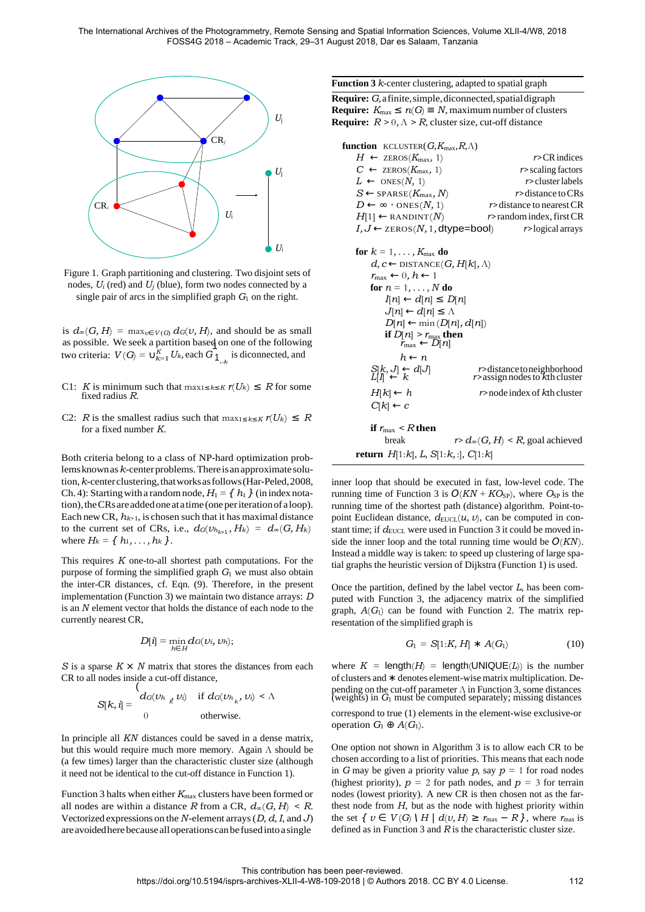Figure 1. Graph partitioning and clustering. Two disjoint sets of nodes, $U_i$ (red) and $U_j$ (blue), form two nodes connected by a single pair of arcs in the simplified graph $G_1$ on the right.

is $d_\infty(G, H) = \max_{v \in V(G)} d_G(v, H)$, and should be as small as possible. We seek a partition based on one of the following two criteria: $V(G) = \cup_{k=1}^{K} U_k$, each $G_{1_{,k}}$ is disconnected, and

C1: $K$ is minimum such that $\max_{1 \le k \le K} r(U_k) \le R$ for some fixed radius $R$.

C2: $R$ is the smallest radius such that $\max_{1 \le k \le K} r(U_k) \le R$ for a fixed number $K$.

Both criteria belong to a class of NP-hard optimization problems known as $k$-center problems. There is an approximate solution, $k$-center clustering, that works as follows (Har-Peled, 2008, Ch. 4): Starting with a random node, $H_1 = \{ h_1 \}$ (in index notation), the CRs are added one at a time (one per iteration of a loop). Each new CR, $h_{k+1}$, is chosen such that it has maximal distance to the current set of CRs, i.e., $d_G(v_{h_{k+1}}, H_k) = d_\infty(G, H_k)$ where $H_k = \{ h_1, \ldots, h_k \}$.

This requires $K$ one-to-all shortest path computations. For the purpose of forming the simplified graph $G_1$ we must also obtain the inter-CR distances, cf. Eqn. (9). Therefore, in the present implementation (Function 3) we maintain two distance arrays: $D$ is an $N$ element vector that holds the distance of each node to the currently nearest CR,

$$D[i] = \min_{h \in H} d_G(v_i, v_h);$$

$S$ is a sparse $K \times N$ matrix that stores the distances from each CR to all nodes inside a cut-off distance,

$$S[k, i] = \begin{cases} d_G(v_{h_k}, v_i) & \text{if } d_G(v_{h_k}, v_i) < \Lambda \\ 0 & \text{otherwise.} \end{cases}$$

In principle all $KN$ distances could be saved in a dense matrix, but this would require much more memory. Again $\Lambda$ should be (a few times) larger than the characteristic cluster size (although it need not be identical to the cut-off distance in Function 1).

Function 3 halts when either $K_{\max}$ clusters have been formed or all nodes are within a distance $R$ from a CR, $d_\infty(G, H) < R$. Vectorized expressions on the $N$-element arrays ($D$, $d$, $I$, and $J$) are avoided here because all operations can be fused into a single inner loop that should be executed in fast, low-level code. The running time of Function 3 is $O(KN + KO_{\text{SP}})$, where $O_{\text{SP}}$ is the running time of the shortest path (distance) algorithm. Point-to-point Euclidean distance, $d_{\text{EUCL}}(u, v)$, can be computed in constant time; if $d_{\text{EUCL}}$ were used in Function 3 it could be moved inside the inner loop and the total running time would be $O(KN)$. Instead a middle way is taken: to speed up clustering of large spatial graphs the heuristic version of Dijkstra (Function 1) is used.

**Function 3** $k$-center clustering, adapted to spatial graph

**Require:** $G$, a finite, simple, diconnected, spatial digraph
**Require:** $K_{\max} \le n(G) \equiv N$, maximum number of clusters
**Require:** $R > 0$, $\Lambda > R$, cluster size, cut-off distance

```
function KCLUSTER(G, K_max, R, Λ)
    H ← ZEROS(K_max, 1)                       ▷ CR indices
    C ← ZEROS(K_max, 1)                       ▷ scaling factors
    L ← ONES(N, 1)                            ▷ cluster labels
    S ← SPARSE(K_max, N)                      ▷ distance to CRs
    D ← ∞ · ONES(N, 1)                        ▷ distance to nearest CR
    H[1] ← RANDINT(N)                         ▷ random index, first CR
    I, J ← ZEROS(N, 1, dtype=bool)            ▷ logical arrays

    for k = 1, ..., K_max do
        d, c ← DISTANCE(G, H[k], Λ)
        r_max ← 0, h ← 1
        for n = 1, ..., N do
            I[n] ← d[n] ≤ D[n]
            J[n] ← d[n] ≤ Λ
            D[n] ← min(D[n], d[n])
            if D[n] > r_max then
                r_max ← D[n]
                h ← n
        S[k, J] ← d[J]                        ▷ distance to neighborhood
        L[I] ← k                              ▷ assign nodes to kth cluster
        H[k] ← h                              ▷ node index of kth cluster
        C[k] ← c

        if r_max < R then
            break                             ▷ d_∞(G, H) < R, goal achieved
    return H[1:k], L, S[1:k, :], C[1:k]
```

Once the partition, defined by the label vector $L$, has been computed with Function 3, the adjacency matrix of the simplified graph, $A(G_1)$ can be found with Function 2. The matrix representation of the simplified graph is

$$G_1 = S[1{:}K, H] * A(G_1) \tag{10}$$

where $K = \text{length}(H) = \text{length}(\text{UNIQUE}(L))$ is the number of clusters and $*$ denotes element-wise matrix multiplication. Depending on the cut-off parameter $\Lambda$ in Function 3, some distances (weights) in $G_1$ must be computed separately; missing distances correspond to true (1) elements in the element-wise exclusive-or operation $G_1 \oplus A(G_1)$.

One option not shown in Algorithm 3 is to allow each CR to be chosen according to a list of priorities. This means that each node in $G$ may be given a priority value $p$, say $p = 1$ for road nodes (highest priority), $p = 2$ for path nodes, and $p = 3$ for terrain nodes (lowest priority). A new CR is then chosen not as the farthest node from $H$, but as the node with highest priority within the set $\{ v \in V(G) \setminus H \mid d(v, H) \ge r_{\max} - R \}$, where $r_{\max}$ is defined as in Function 3 and $R$ is the characteristic cluster size.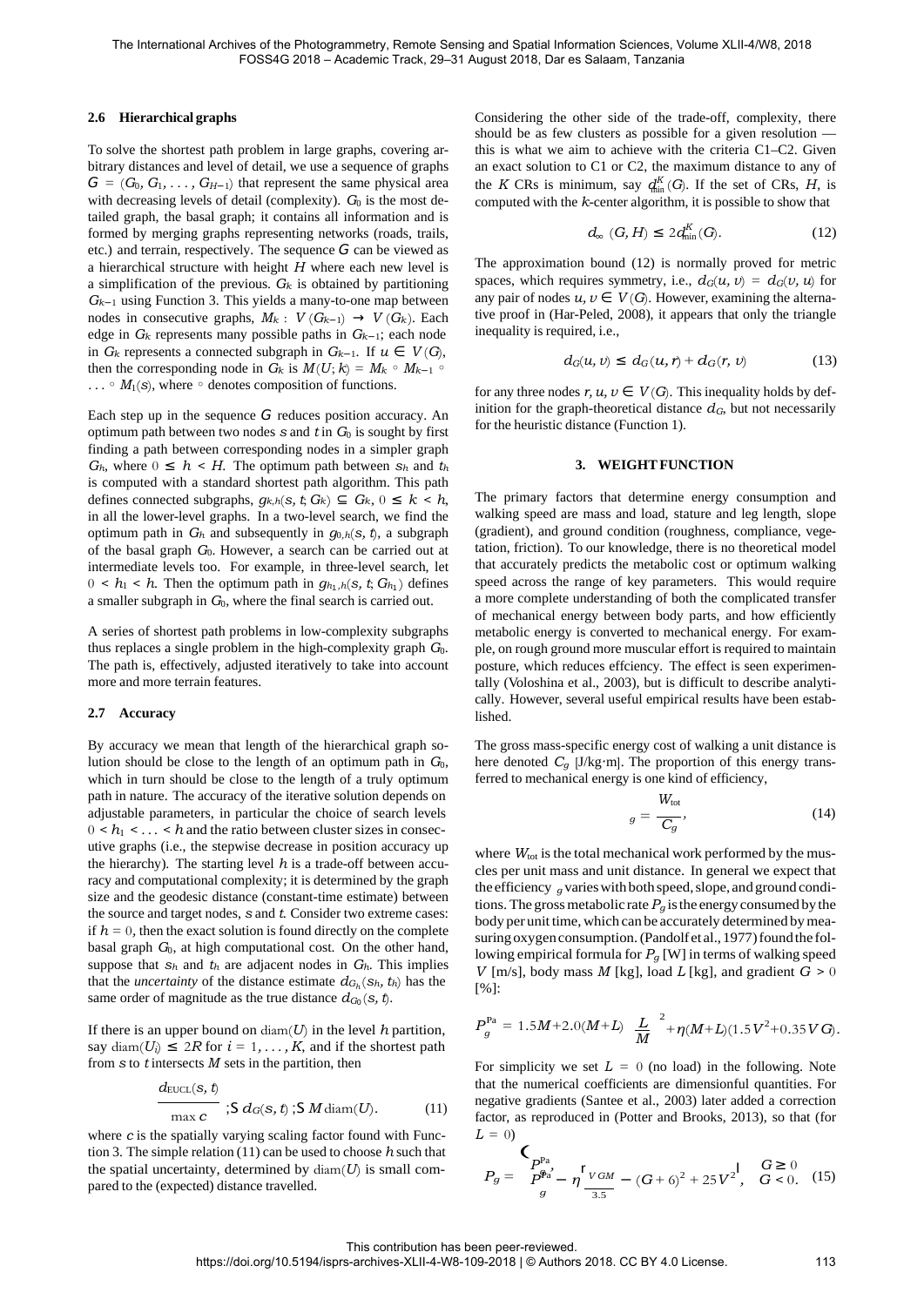### 2.6 Hierarchical graphs

To solve the shortest path problem in large graphs, covering arbitrary distances and level of detail, we use a sequence of graphs $G = (G_0, G_1, \ldots, G_{H-1})$ that represent the same physical area with decreasing levels of detail (complexity). $G_0$ is the most detailed graph, the basal graph; it contains all information and is formed by merging graphs representing networks (roads, trails, etc.) and terrain, respectively. The sequence $G$ can be viewed as a hierarchical structure with height $H$ where each new level is a simplification of the previous. $G_k$ is obtained by partitioning $G_{k-1}$ using Function 3. This yields a many-to-one map between nodes in consecutive graphs, $M_k : V(G_{k-1}) \to V(G_k)$. Each edge in $G_k$ represents many possible paths in $G_{k-1}$; each node in $G_k$ represents a connected subgraph in $G_{k-1}$. If $u \in V(G)$, then the corresponding node in $G_k$ is $M(U; k) = M_k \circ M_{k-1} \circ \ldots \circ M_1(s)$, where $\circ$ denotes composition of functions.

Each step up in the sequence $G$ reduces position accuracy. An optimum path between two nodes $s$ and $t$ in $G_0$ is sought by first finding a path between corresponding nodes in a simpler graph $G_h$, where $0 \leq h < H$. The optimum path between $s_h$ and $t_h$ is computed with a standard shortest path algorithm. This path defines connected subgraphs, $g_{k,h}(s, t; G_k) \subseteq G_k$, $0 \leq k < h$, in all the lower-level graphs. In a two-level search, we find the optimum path in $G_h$ and subsequently in $g_{0,h}(s, t)$, a subgraph of the basal graph $G_0$. However, a search can be carried out at intermediate levels too. For example, in three-level search, let $0 < h_1 < h$. Then the optimum path in $g_{h_1,h}(s, t; G_{h_1})$ defines a smaller subgraph in $G_0$, where the final search is carried out.

A series of shortest path problems in low-complexity subgraphs thus replaces a single problem in the high-complexity graph $G_0$. The path is, effectively, adjusted iteratively to take into account more and more terrain features.

### 2.7 Accuracy

By accuracy we mean that length of the hierarchical graph solution should be close to the length of an optimum path in $G_0$, which in turn should be close to the length of a truly optimum path in nature. The accuracy of the iterative solution depends on adjustable parameters, in particular the choice of search levels $0 < h_1 < \ldots < h$ and the ratio between cluster sizes in consecutive graphs (i.e., the stepwise decrease in position accuracy up the hierarchy). The starting level $h$ is a trade-off between accuracy and computational complexity; it is determined by the graph size and the geodesic distance (constant-time estimate) between the source and target nodes, $s$ and $t$. Consider two extreme cases: if $h = 0$, then the exact solution is found directly on the complete basal graph $G_0$, at high computational cost. On the other hand, suppose that $s_h$ and $t_h$ are adjacent nodes in $G_h$. This implies that the *uncertainty* of the distance estimate $d_{G_h}(s_h, t_h)$ has the same order of magnitude as the true distance $d_{G_0}(s, t)$.

If there is an upper bound on $\mathrm{diam}(U)$ in the level $h$ partition, say $\mathrm{diam}(U_i) \leq 2R$ for $i = 1, \ldots, K$, and if the shortest path from $s$ to $t$ intersects $M$ sets in the partition, then

$$\frac{d_{\mathrm{EUCL}}(s, t)}{\max c} \lesssim d_G(s, t) \lesssim M \,\mathrm{diam}(U). \tag{11}$$

where $c$ is the spatially varying scaling factor found with Function 3. The simple relation (11) can be used to choose $h$ such that the spatial uncertainty, determined by $\mathrm{diam}(U)$ is small compared to the (expected) distance travelled.

Considering the other side of the trade-off, complexity, there should be as few clusters as possible for a given resolution — this is what we aim to achieve with the criteria C1–C2. Given an exact solution to C1 or C2, the maximum distance to any of the $K$ CRs is minimum, say $d^K_{\min}(G)$. If the set of CRs, $H$, is computed with the $k$-center algorithm, it is possible to show that

$$d_\infty(G, H) \leq 2d^K_{\min}(G). \tag{12}$$

The approximation bound (12) is normally proved for metric spaces, which requires symmetry, i.e., $d_G(u, v) = d_G(v, u)$ for any pair of nodes $u, v \in V(G)$. However, examining the alternative proof in (Har-Peled, 2008), it appears that only the triangle inequality is required, i.e.,

$$d_G(u, v) \leq d_G(u, r) + d_G(r, v) \tag{13}$$

for any three nodes $r, u, v \in V(G)$. This inequality holds by definition for the graph-theoretical distance $d_G$, but not necessarily for the heuristic distance (Function 1).

## 3. WEIGHT FUNCTION

The primary factors that determine energy consumption and walking speed are mass and load, stature and leg length, slope (gradient), and ground condition (roughness, compliance, vegetation, friction). To our knowledge, there is no theoretical model that accurately predicts the metabolic cost or optimum walking speed across the range of key parameters. This would require a more complete understanding of both the complicated transfer of mechanical energy between body parts, and how efficiently metabolic energy is converted to mechanical energy. For example, on rough ground more muscular effort is required to maintain posture, which reduces effciency. The effect is seen experimentally (Voloshina et al., 2003), but is difficult to describe analytically. However, several useful empirical results have been established.

The gross mass-specific energy cost of walking a unit distance is here denoted $C_g$ [J/kg·m]. The proportion of this energy transferred to mechanical energy is one kind of efficiency,

$$\eta_g = \frac{W_{\mathrm{tot}}}{C_g}, \tag{14}$$

where $W_{\mathrm{tot}}$ is the total mechanical work performed by the muscles per unit mass and unit distance. In general we expect that the efficiency $\eta_g$ varies with both speed, slope, and ground conditions. The gross metabolic rate $P_g$ is the energy consumed by the body per unit time, which can be accurately determined by measuring oxygen consumption. (Pandolf et al., 1977) found the following empirical formula for $P_g$ [W] in terms of walking speed $V$ [m/s], body mass $M$ [kg], load $L$ [kg], and gradient $G > 0$ [%]:

$$P^{\mathrm{Pa}}_g = 1.5M + 2.0(M+L)\left(\frac{L}{M}\right)^2 + \eta(M+L)(1.5V^2 + 0.35VG).$$

For simplicity we set $L = 0$ (no load) in the following. Note that the numerical coefficients are dimensionful quantities. For negative gradients (Santee et al., 2003) later added a correction factor, as reproduced in (Potter and Brooks, 2013), so that (for $L = 0$)

$$P_g = \begin{cases} P^{\mathrm{Pa}}_g, & G \geq 0 \\ P^{\mathrm{Pa}}_g - \eta\left[\frac{VGM}{3.5} - (G+6)^2 + 25V^2\right], & G < 0. \end{cases} \tag{15}$$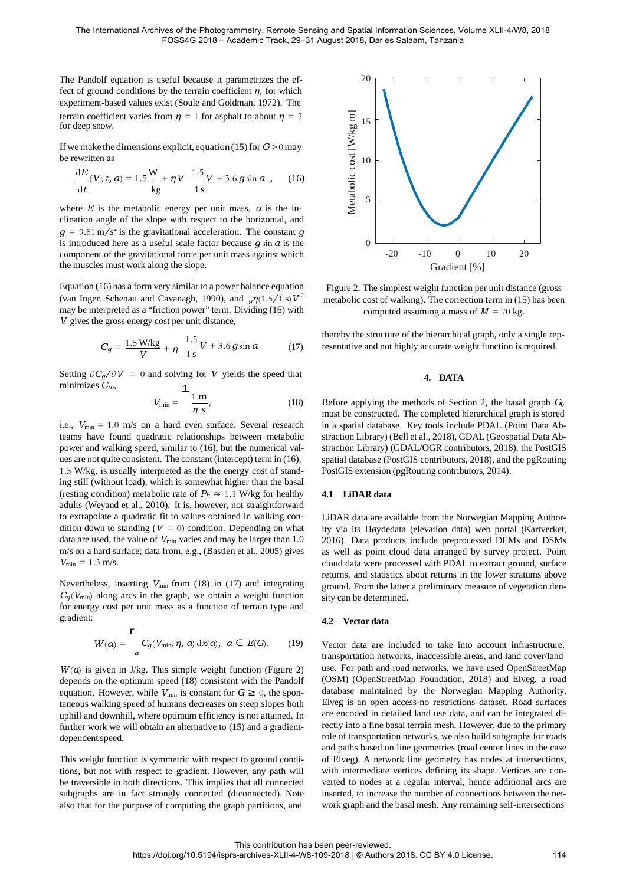The Pandolf equation is useful because it parametrizes the effect of ground conditions by the terrain coefficient $\eta$, for which experiment-based values exist (Soule and Goldman, 1972). The terrain coefficient varies from $\eta = 1$ for asphalt to about $\eta = 3$ for deep snow.

If we make the dimensions explicit, equation (15) for $G > 0$ may be rewritten as

$$\frac{\mathrm{d}E}{\mathrm{d}t}(V; \tau, \alpha) = 1.5 \frac{\mathrm{W}}{\mathrm{kg}} + \eta V \left( \frac{1.5}{1\,\mathrm{s}} V + 3.6\, g \sin \alpha \right), \quad (16)$$

where $E$ is the metabolic energy per unit mass, $\alpha$ is the inclination angle of the slope with respect to the horizontal, and $g = 9.81\,\mathrm{m/s^2}$ is the gravitational acceleration. The constant $g$ is introduced here as a useful scale factor because $g \sin \alpha$ is the component of the gravitational force per unit mass against which the muscles must work along the slope.

Equation (16) has a form very similar to a power balance equation (van Ingen Schenau and Cavanagh, 1990), and $\eta(1.5/1\,\mathrm{s})V^2$ may be interpreted as a "friction power" term. Dividing (16) with $V$ gives the gross energy cost per unit distance,

$$C_g = \frac{1.5\,\mathrm{W/kg}}{V} + \eta \left( \frac{1.5}{1\,\mathrm{s}} V + 3.6\, g \sin \alpha \right) \quad (17)$$

Setting $\partial C_g / \partial V = 0$ and solving for $V$ yields the speed that minimizes $C_w$,

$$V_{\min} = \sqrt{\frac{1}{\eta}} \frac{\mathrm{m}}{\mathrm{s}}, \quad (18)$$

i.e., $V_{\min} = 1.0$ m/s on a hard even surface. Several research teams have found quadratic relationships between metabolic power and walking speed, similar to (16), but the numerical values are not quite consistent. The constant (intercept) term in (16), 1.5 W/kg, is usually interpreted as the the energy cost of standing still (without load), which is somewhat higher than the basal (resting condition) metabolic rate of $P_b \approx 1.1$ W/kg for healthy adults (Weyand et al., 2010). It is, however, not straightforward to extrapolate a quadratic fit to values obtained in walking condition down to standing ($V = 0$) condition. Depending on what data are used, the value of $V_{\min}$ varies and may be larger than 1.0 m/s on a hard surface; data from, e.g., (Bastien et al., 2005) gives $V_{\min} = 1.3$ m/s.

Nevertheless, inserting $V_{\min}$ from (18) in (17) and integrating $C_g(V_{\min})$ along arcs in the graph, we obtain a weight function for energy cost per unit mass as a function of terrain type and gradient:

$$W(a) = \int_a C_g(V_{\min}; \eta, \alpha)\, \mathrm{d}x(\alpha), \quad a \in E(G). \quad (19)$$

$W(a)$ is given in J/kg. This simple weight function (Figure 2) depends on the optimum speed (18) consistent with the Pandolf equation. However, while $V_{\min}$ is constant for $G \geq 0$, the spontaneous walking speed of humans decreases on steep slopes both uphill and downhill, where optimum efficiency is not attained. In further work we will obtain an alternative to (15) and a gradient-dependent speed.

This weight function is symmetric with respect to ground conditions, but not with respect to gradient. However, any path will be traversible in both directions. This implies that all connected subgraphs are in fact strongly connected (diconnected). Note also that for the purpose of computing the graph partitions, and thereby the structure of the hierarchical graph, only a single representative and not highly accurate weight function is required.

Figure 2. The simplest weight function per unit distance (gross metabolic cost of walking). The correction term in (15) has been computed assuming a mass of $M = 70$ kg.

## 4. DATA

Before applying the methods of Section 2, the basal graph $G_0$ must be constructed. The completed hierarchical graph is stored in a spatial database. Key tools include PDAL (Point Data Abstraction Library) (Bell et al., 2018), GDAL (Geospatial Data Abstraction Library) (GDAL/OGR contributors, 2018), the PostGIS spatial database (PostGIS contributors, 2018), and the pgRouting PostGIS extension (pgRouting contributors, 2014).

### 4.1 LiDAR data

LiDAR data are available from the Norwegian Mapping Authority via its Høydedata (elevation data) web portal (Kartverket, 2016). Data products include preprocessed DEMs and DSMs as well as point cloud data arranged by survey project. Point cloud data were processed with PDAL to extract ground, surface returns, and statistics about returns in the lower stratums above ground. From the latter a preliminary measure of vegetation density can be determined.

### 4.2 Vector data

Vector data are included to take into account infrastructure, transportation networks, inaccessible areas, and land cover/land use. For path and road networks, we have used OpenStreetMap (OSM) (OpenStreetMap Foundation, 2018) and Elveg, a road database maintained by the Norwegian Mapping Authority. Elveg is an open access-no restrictions dataset. Road surfaces are encoded in detailed land use data, and can be integrated directly into a fine basal terrain mesh. However, due to the primary role of transportation networks, we also build subgraphs for roads and paths based on line geometries (road center lines in the case of Elveg). A network line geometry has nodes at intersections, with intermediate vertices defining its shape. Vertices are converted to nodes at a regular interval, hence additional arcs are inserted, to increase the number of connections between the network graph and the basal mesh. Any remaining self-intersections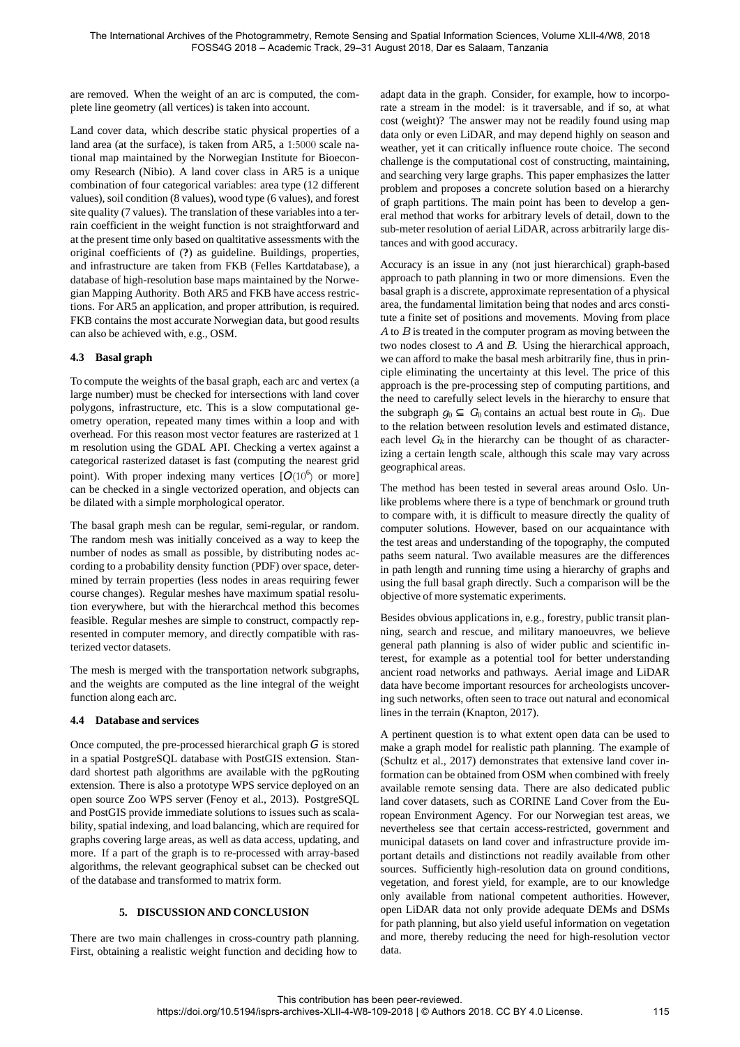are removed. When the weight of an arc is computed, the complete line geometry (all vertices) is taken into account.

Land cover data, which describe static physical properties of a land area (at the surface), is taken from AR5, a 1:5000 scale national map maintained by the Norwegian Institute for Bioeconomy Research (Nibio). A land cover class in AR5 is a unique combination of four categorical variables: area type (12 different values), soil condition (8 values), wood type (6 values), and forest site quality (7 values). The translation of these variables into a terrain coefficient in the weight function is not straightforward and at the present time only based on qualtitative assessments with the original coefficients of (**?**) as guideline. Buildings, properties, and infrastructure are taken from FKB (Felles Kartdatabase), a database of high-resolution base maps maintained by the Norwegian Mapping Authority. Both AR5 and FKB have access restrictions. For AR5 an application, and proper attribution, is required. FKB contains the most accurate Norwegian data, but good results can also be achieved with, e.g., OSM.

### 4.3 Basal graph

To compute the weights of the basal graph, each arc and vertex (a large number) must be checked for intersections with land cover polygons, infrastructure, etc. This is a slow computational geometry operation, repeated many times within a loop and with overhead. For this reason most vector features are rasterized at 1 m resolution using the GDAL API. Checking a vertex against a categorical rasterized dataset is fast (computing the nearest grid point). With proper indexing many vertices [$O(10^6)$ or more] can be checked in a single vectorized operation, and objects can be dilated with a simple morphological operator.

The basal graph mesh can be regular, semi-regular, or random. The random mesh was initially conceived as a way to keep the number of nodes as small as possible, by distributing nodes according to a probability density function (PDF) over space, determined by terrain properties (less nodes in areas requiring fewer course changes). Regular meshes have maximum spatial resolution everywhere, but with the hierarchcal method this becomes feasible. Regular meshes are simple to construct, compactly represented in computer memory, and directly compatible with rasterized vector datasets.

The mesh is merged with the transportation network subgraphs, and the weights are computed as the line integral of the weight function along each arc.

### 4.4 Database and services

Once computed, the pre-processed hierarchical graph $G$ is stored in a spatial PostgreSQL database with PostGIS extension. Standard shortest path algorithms are available with the pgRouting extension. There is also a prototype WPS service deployed on an open source Zoo WPS server (Fenoy et al., 2013). PostgreSQL and PostGIS provide immediate solutions to issues such as scalability, spatial indexing, and load balancing, which are required for graphs covering large areas, as well as data access, updating, and more. If a part of the graph is to re-processed with array-based algorithms, the relevant geographical subset can be checked out of the database and transformed to matrix form.

## 5. DISCUSSION AND CONCLUSION

There are two main challenges in cross-country path planning. First, obtaining a realistic weight function and deciding how to adapt data in the graph. Consider, for example, how to incorporate a stream in the model: is it traversable, and if so, at what cost (weight)? The answer may not be readily found using map data only or even LiDAR, and may depend highly on season and weather, yet it can critically influence route choice. The second challenge is the computational cost of constructing, maintaining, and searching very large graphs. This paper emphasizes the latter problem and proposes a concrete solution based on a hierarchy of graph partitions. The main point has been to develop a general method that works for arbitrary levels of detail, down to the sub-meter resolution of aerial LiDAR, across arbitrarily large distances and with good accuracy.

Accuracy is an issue in any (not just hierarchical) graph-based approach to path planning in two or more dimensions. Even the basal graph is a discrete, approximate representation of a physical area, the fundamental limitation being that nodes and arcs constitute a finite set of positions and movements. Moving from place $A$ to $B$ is treated in the computer program as moving between the two nodes closest to $A$ and $B$. Using the hierarchical approach, we can afford to make the basal mesh arbitrarily fine, thus in principle eliminating the uncertainty at this level. The price of this approach is the pre-processing step of computing partitions, and the need to carefully select levels in the hierarchy to ensure that the subgraph $g_0 \subseteq G_0$ contains an actual best route in $G_0$. Due to the relation between resolution levels and estimated distance, each level $G_k$ in the hierarchy can be thought of as characterizing a certain length scale, although this scale may vary across geographical areas.

The method has been tested in several areas around Oslo. Unlike problems where there is a type of benchmark or ground truth to compare with, it is difficult to measure directly the quality of computer solutions. However, based on our acquaintance with the test areas and understanding of the topography, the computed paths seem natural. Two available measures are the differences in path length and running time using a hierarchy of graphs and using the full basal graph directly. Such a comparison will be the objective of more systematic experiments.

Besides obvious applications in, e.g., forestry, public transit planning, search and rescue, and military manoeuvres, we believe general path planning is also of wider public and scientific interest, for example as a potential tool for better understanding ancient road networks and pathways. Aerial image and LiDAR data have become important resources for archeologists uncovering such networks, often seen to trace out natural and economical lines in the terrain (Knapton, 2017).

A pertinent question is to what extent open data can be used to make a graph model for realistic path planning. The example of (Schultz et al., 2017) demonstrates that extensive land cover information can be obtained from OSM when combined with freely available remote sensing data. There are also dedicated public land cover datasets, such as CORINE Land Cover from the European Environment Agency. For our Norwegian test areas, we nevertheless see that certain access-restricted, government and municipal datasets on land cover and infrastructure provide important details and distinctions not readily available from other sources. Sufficiently high-resolution data on ground conditions, vegetation, and forest yield, for example, are to our knowledge only available from national competent authorities. However, open LiDAR data not only provide adequate DEMs and DSMs for path planning, but also yield useful information on vegetation and more, thereby reducing the need for high-resolution vector data.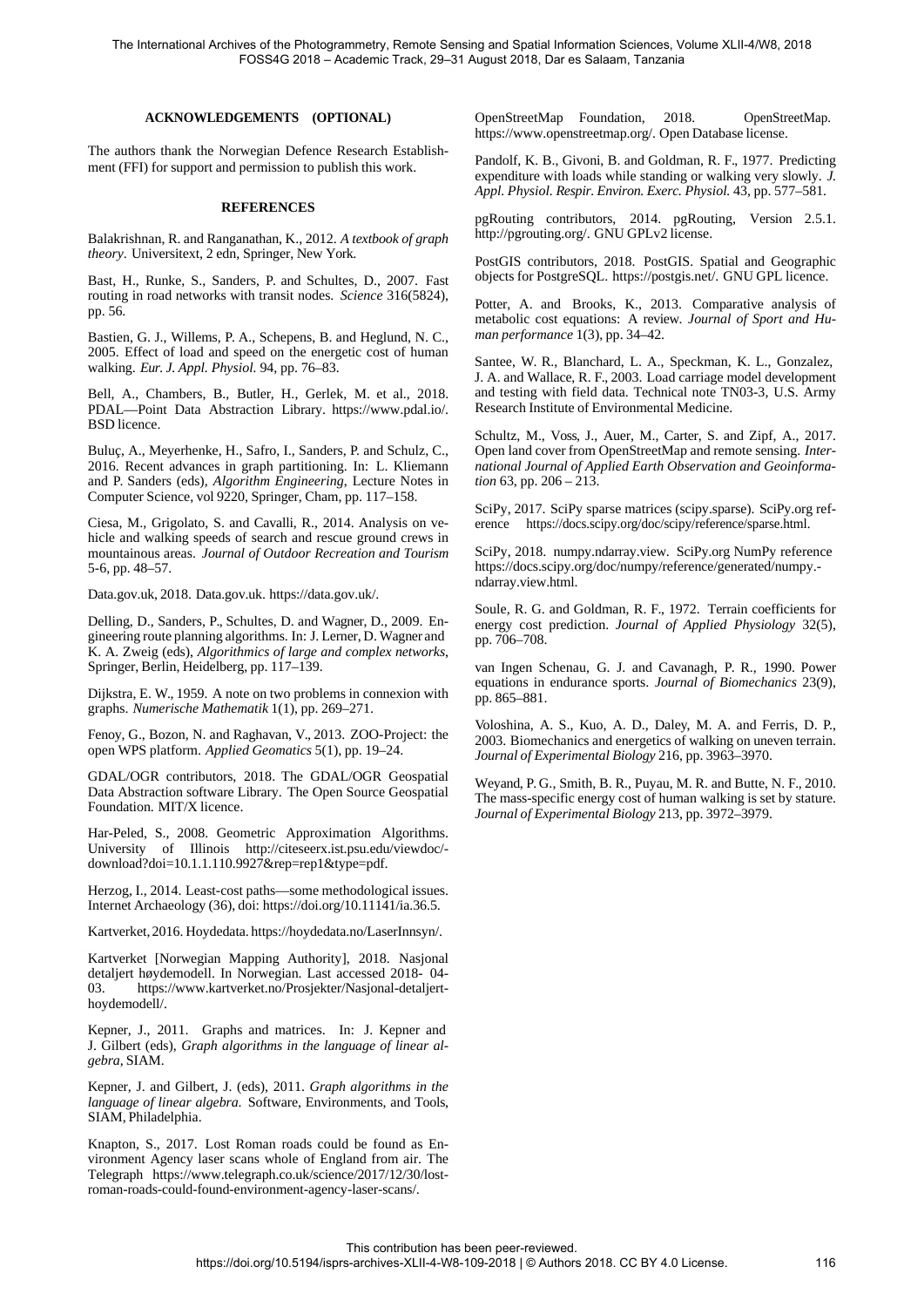## ACKNOWLEDGEMENTS (OPTIONAL)

The authors thank the Norwegian Defence Research Establishment (FFI) for support and permission to publish this work.

## REFERENCES

Balakrishnan, R. and Ranganathan, K., 2012. *A textbook of graph theory*. Universitext, 2 edn, Springer, New York.

Bast, H., Runke, S., Sanders, P. and Schultes, D., 2007. Fast routing in road networks with transit nodes. *Science* 316(5824), pp. 56.

Bastien, G. J., Willems, P. A., Schepens, B. and Heglund, N. C., 2005. Effect of load and speed on the energetic cost of human walking. *Eur. J. Appl. Physiol.* 94, pp. 76–83.

Bell, A., Chambers, B., Butler, H., Gerlek, M. et al., 2018. PDAL—Point Data Abstraction Library. https://www.pdal.io/. BSD licence.

Buluç, A., Meyerhenke, H., Safro, I., Sanders, P. and Schulz, C., 2016. Recent advances in graph partitioning. In: L. Kliemann and P. Sanders (eds), *Algorithm Engineering*, Lecture Notes in Computer Science, vol 9220, Springer, Cham, pp. 117–158.

Ciesa, M., Grigolato, S. and Cavalli, R., 2014. Analysis on vehicle and walking speeds of search and rescue ground crews in mountainous areas. *Journal of Outdoor Recreation and Tourism* 5-6, pp. 48–57.

Data.gov.uk, 2018. Data.gov.uk. https://data.gov.uk/.

Delling, D., Sanders, P., Schultes, D. and Wagner, D., 2009. Engineering route planning algorithms. In: J. Lerner, D. Wagner and K. A. Zweig (eds), *Algorithmics of large and complex networks*, Springer, Berlin, Heidelberg, pp. 117–139.

Dijkstra, E. W., 1959. A note on two problems in connexion with graphs. *Numerische Mathematik* 1(1), pp. 269–271.

Fenoy, G., Bozon, N. and Raghavan, V., 2013. ZOO-Project: the open WPS platform. *Applied Geomatics* 5(1), pp. 19–24.

GDAL/OGR contributors, 2018. The GDAL/OGR Geospatial Data Abstraction software Library. The Open Source Geospatial Foundation. MIT/X licence.

Har-Peled, S., 2008. Geometric Approximation Algorithms. University of Illinois http://citeseerx.ist.psu.edu/viewdoc/-download?doi=10.1.1.110.9927&rep=rep1&type=pdf.

Herzog, I., 2014. Least-cost paths—some methodological issues. Internet Archaeology (36), doi: https://doi.org/10.11141/ia.36.5.

Kartverket, 2016. Hoydedata. https://hoydedata.no/LaserInnsyn/.

Kartverket [Norwegian Mapping Authority], 2018. Nasjonal detaljert høydemodell. In Norwegian. Last accessed 2018- 04-03. https://www.kartverket.no/Prosjekter/Nasjonal-detaljert-hoydemodell/.

Kepner, J., 2011. Graphs and matrices. In: J. Kepner and J. Gilbert (eds), *Graph algorithms in the language of linear algebra*, SIAM.

Kepner, J. and Gilbert, J. (eds), 2011. *Graph algorithms in the language of linear algebra*. Software, Environments, and Tools, SIAM, Philadelphia.

Knapton, S., 2017. Lost Roman roads could be found as Environment Agency laser scans whole of England from air. The Telegraph https://www.telegraph.co.uk/science/2017/12/30/lost-roman-roads-could-found-environment-agency-laser-scans/.

OpenStreetMap Foundation, 2018. OpenStreetMap. https://www.openstreetmap.org/. Open Database license.

Pandolf, K. B., Givoni, B. and Goldman, R. F., 1977. Predicting expenditure with loads while standing or walking very slowly. *J. Appl. Physiol. Respir. Environ. Exerc. Physiol.* 43, pp. 577–581.

pgRouting contributors, 2014. pgRouting, Version 2.5.1. http://pgrouting.org/. GNU GPLv2 license.

PostGIS contributors, 2018. PostGIS. Spatial and Geographic objects for PostgreSQL. https://postgis.net/. GNU GPL licence.

Potter, A. and Brooks, K., 2013. Comparative analysis of metabolic cost equations: A review. *Journal of Sport and Human performance* 1(3), pp. 34–42.

Santee, W. R., Blanchard, L. A., Speckman, K. L., Gonzalez, J. A. and Wallace, R. F., 2003. Load carriage model development and testing with field data. Technical note TN03-3, U.S. Army Research Institute of Environmental Medicine.

Schultz, M., Voss, J., Auer, M., Carter, S. and Zipf, A., 2017. Open land cover from OpenStreetMap and remote sensing. *International Journal of Applied Earth Observation and Geoinformation* 63, pp. 206 – 213.

SciPy, 2017. SciPy sparse matrices (scipy.sparse). SciPy.org reference https://docs.scipy.org/doc/scipy/reference/sparse.html.

SciPy, 2018. numpy.ndarray.view. SciPy.org NumPy reference https://docs.scipy.org/doc/numpy/reference/generated/numpy.-ndarray.view.html.

Soule, R. G. and Goldman, R. F., 1972. Terrain coefficients for energy cost prediction. *Journal of Applied Physiology* 32(5), pp. 706–708.

van Ingen Schenau, G. J. and Cavanagh, P. R., 1990. Power equations in endurance sports. *Journal of Biomechanics* 23(9), pp. 865–881.

Voloshina, A. S., Kuo, A. D., Daley, M. A. and Ferris, D. P., 2003. Biomechanics and energetics of walking on uneven terrain. *Journal of Experimental Biology* 216, pp. 3963–3970.

Weyand, P. G., Smith, B. R., Puyau, M. R. and Butte, N. F., 2010. The mass-specific energy cost of human walking is set by stature. *Journal of Experimental Biology* 213, pp. 3972–3979.